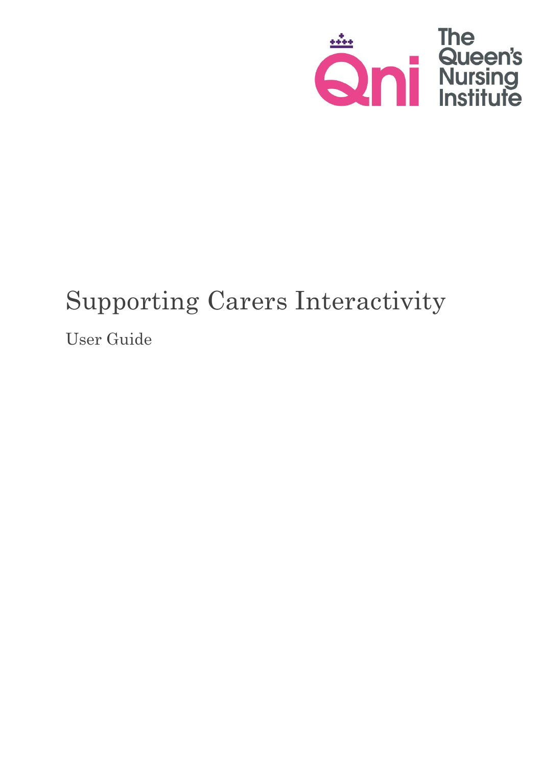# Supporting Carers Interactivity

User Guide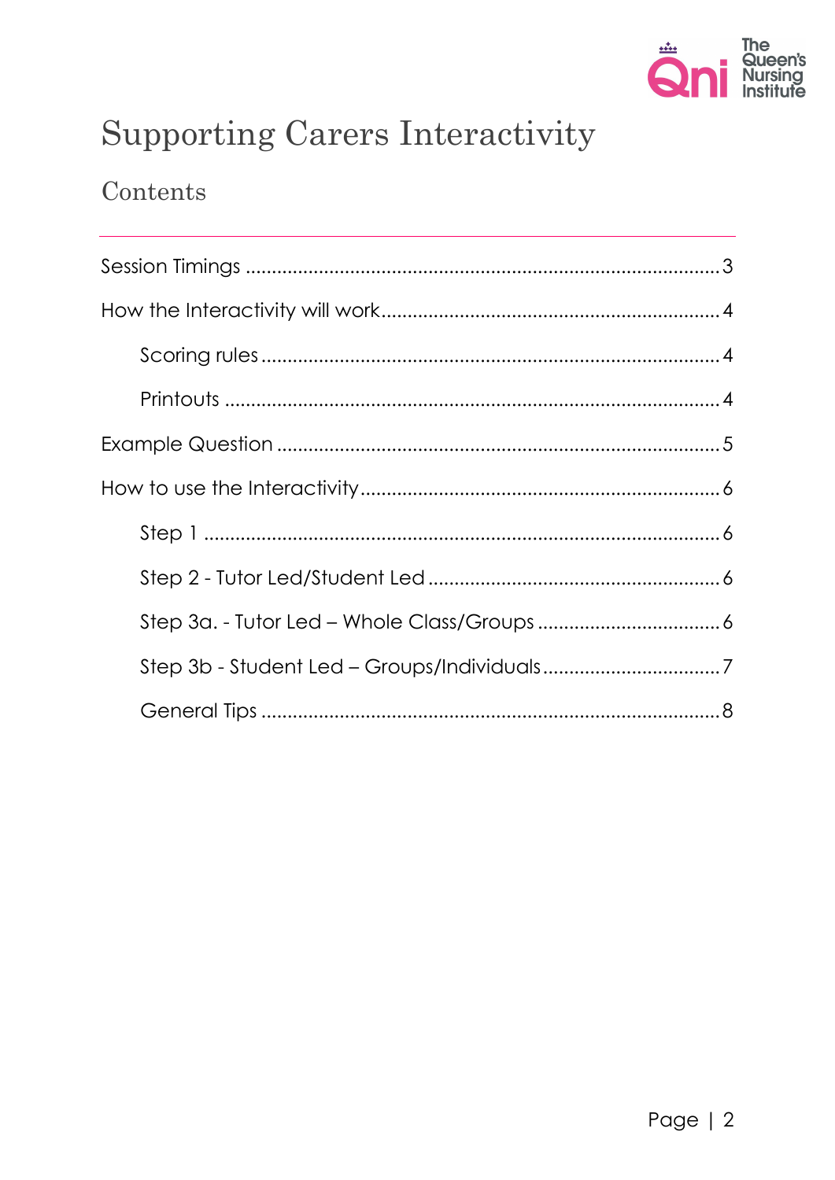# Supporting Carers Interactivity

## Contents

Session Timings ........................................................................................ 3

How the Interactivity will work ................................................................ 4

- Scoring rules .................................................................................... 4
- Printouts .......................................................................................... 4

Example Question .................................................................................. 5

How to use the Interactivity .................................................................... 6

- Step 1 .............................................................................................. 6
- Step 2 - Tutor Led/Student Led ....................................................... 6
- Step 3a. - Tutor Led – Whole Class/Groups ..................................... 6
- Step 3b - Student Led – Groups/Individuals .................................... 7
- General Tips .................................................................................... 8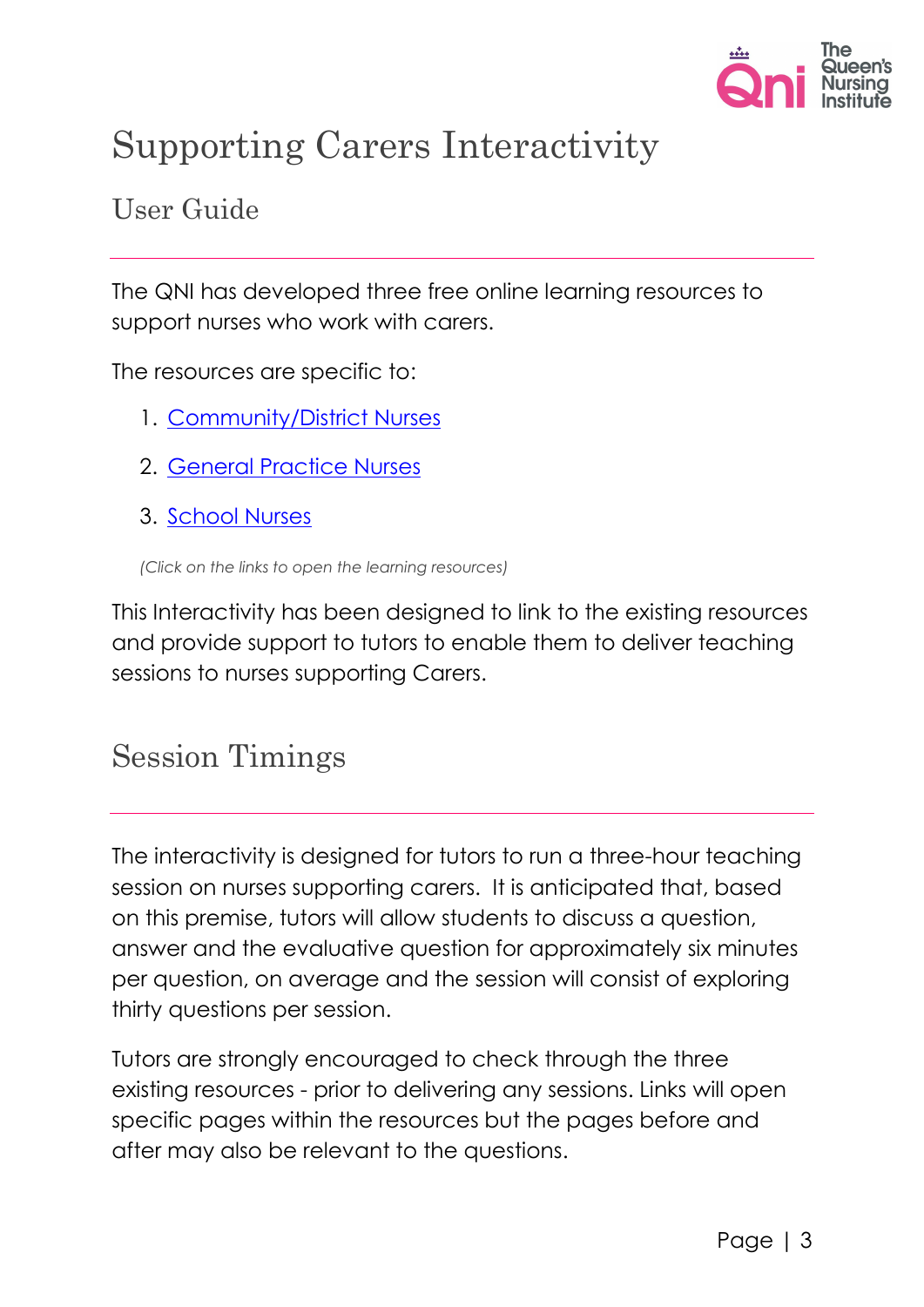# Supporting Carers Interactivity

## User Guide

The QNI has developed three free online learning resources to support nurses who work with carers.

The resources are specific to:

1. Community/District Nurses
2. General Practice Nurses
3. School Nurses

*(Click on the links to open the learning resources)*

This Interactivity has been designed to link to the existing resources and provide support to tutors to enable them to deliver teaching sessions to nurses supporting Carers.

## Session Timings

The interactivity is designed for tutors to run a three-hour teaching session on nurses supporting carers. It is anticipated that, based on this premise, tutors will allow students to discuss a question, answer and the evaluative question for approximately six minutes per question, on average and the session will consist of exploring thirty questions per session.

Tutors are strongly encouraged to check through the three existing resources - prior to delivering any sessions. Links will open specific pages within the resources but the pages before and after may also be relevant to the questions.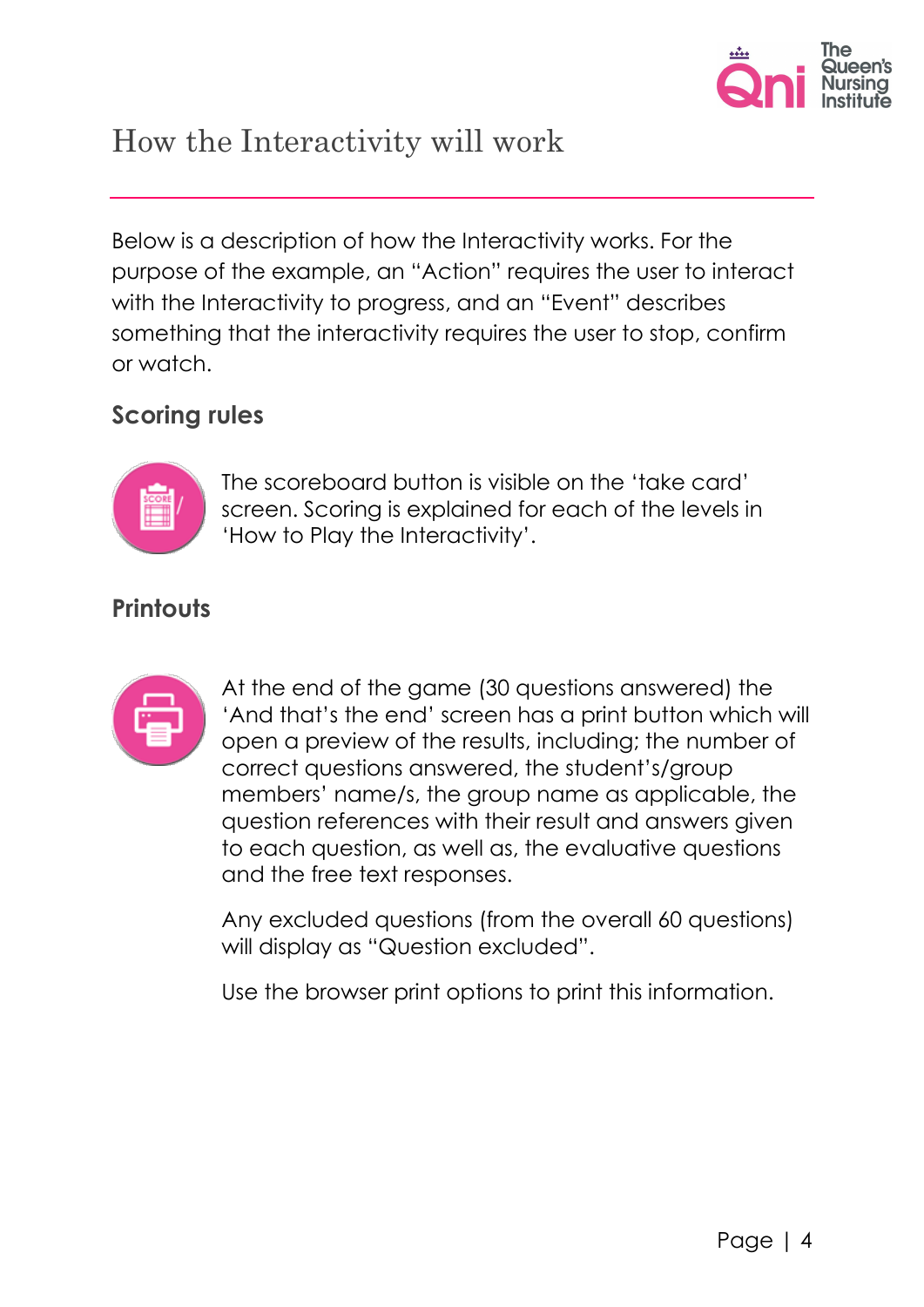# How the Interactivity will work

Below is a description of how the Interactivity works. For the purpose of the example, an "Action" requires the user to interact with the Interactivity to progress, and an "Event" describes something that the interactivity requires the user to stop, confirm or watch.

## Scoring rules

The scoreboard button is visible on the 'take card' screen. Scoring is explained for each of the levels in 'How to Play the Interactivity'.

## Printouts

At the end of the game (30 questions answered) the 'And that's the end' screen has a print button which will open a preview of the results, including; the number of correct questions answered, the student's/group members' name/s, the group name as applicable, the question references with their result and answers given to each question, as well as, the evaluative questions and the free text responses.

Any excluded questions (from the overall 60 questions) will display as "Question excluded".

Use the browser print options to print this information.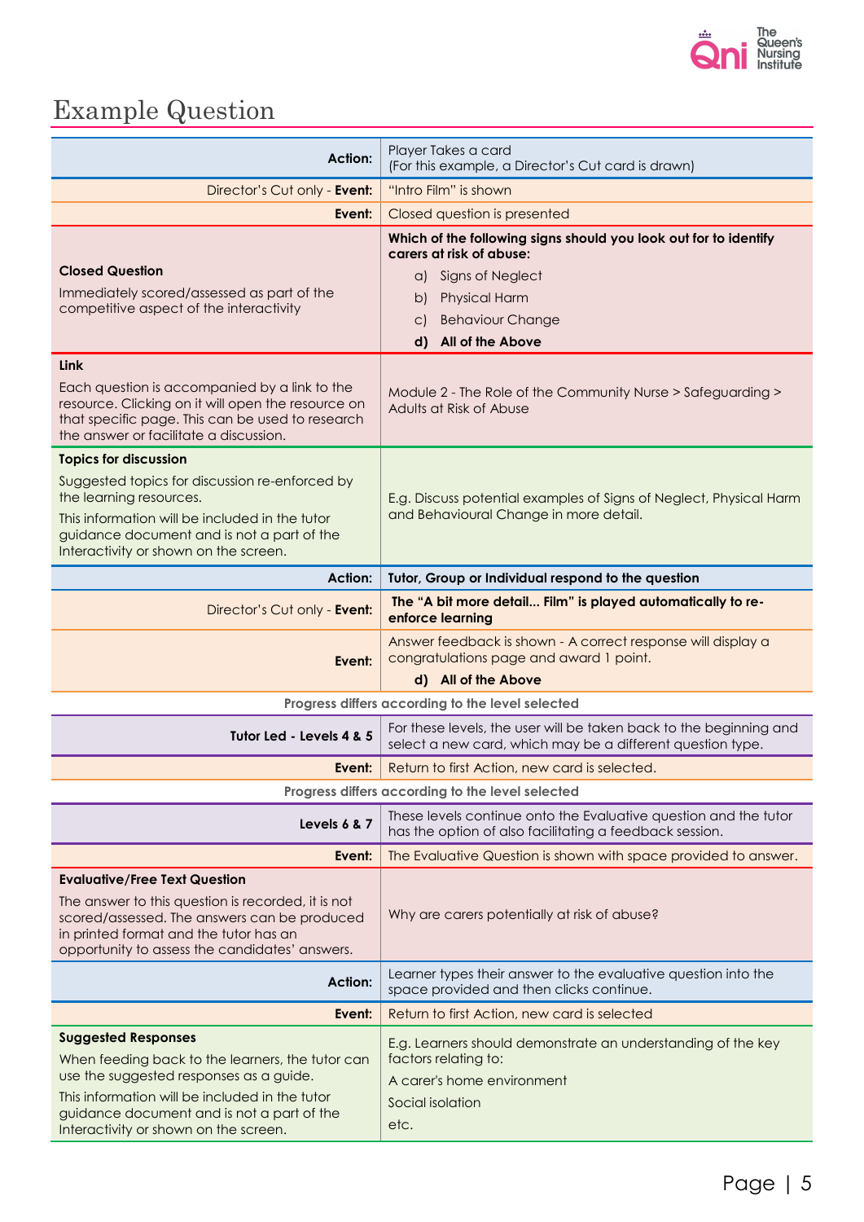# Example Question

| | |
|---|---|
| **Action:** | Player Takes a card (For this example, a Director's Cut card is drawn) |
| Director's Cut only - **Event:** | "Intro Film" is shown |
| **Event:** | Closed question is presented |
| **Closed Question**<br>Immediately scored/assessed as part of the competitive aspect of the interactivity | **Which of the following signs should you look out for to identify carers at risk of abuse:**<br>a) Signs of Neglect<br>b) Physical Harm<br>c) Behaviour Change<br>**d) All of the Above** |
| **Link**<br>Each question is accompanied by a link to the resource. Clicking on it will open the resource on that specific page. This can be used to research the answer or facilitate a discussion. | Module 2 - The Role of the Community Nurse > Safeguarding > Adults at Risk of Abuse |
| **Topics for discussion**<br>Suggested topics for discussion re-enforced by the learning resources.<br>This information will be included in the tutor guidance document and is not a part of the Interactivity or shown on the screen. | E.g. Discuss potential examples of Signs of Neglect, Physical Harm and Behavioural Change in more detail. |
| **Action:** | **Tutor, Group or Individual respond to the question** |
| Director's Cut only - **Event:** | **The "A bit more detail... Film" is played automatically to re-enforce learning** |
| **Event:** | Answer feedback is shown - A correct response will display a congratulations page and award 1 point.<br>**d) All of the Above** |
| **Progress differs according to the level selected** | |
| **Tutor Led - Levels 4 & 5** | For these levels, the user will be taken back to the beginning and select a new card, which may be a different question type. |
| **Event:** | Return to first Action, new card is selected. |
| **Progress differs according to the level selected** | |
| **Levels 6 & 7** | These levels continue onto the Evaluative question and the tutor has the option of also facilitating a feedback session. |
| **Event:** | The Evaluative Question is shown with space provided to answer. |
| **Evaluative/Free Text Question**<br>The answer to this question is recorded, it is not scored/assessed. The answers can be produced in printed format and the tutor has an opportunity to assess the candidates' answers. | Why are carers potentially at risk of abuse? |
| **Action:** | Learner types their answer to the evaluative question into the space provided and then clicks continue. |
| **Event:** | Return to first Action, new card is selected |
| **Suggested Responses**<br>When feeding back to the learners, the tutor can use the suggested responses as a guide.<br>This information will be included in the tutor guidance document and is not a part of the Interactivity or shown on the screen. | E.g. Learners should demonstrate an understanding of the key factors relating to:<br>A carer's home environment<br>Social isolation<br>etc. |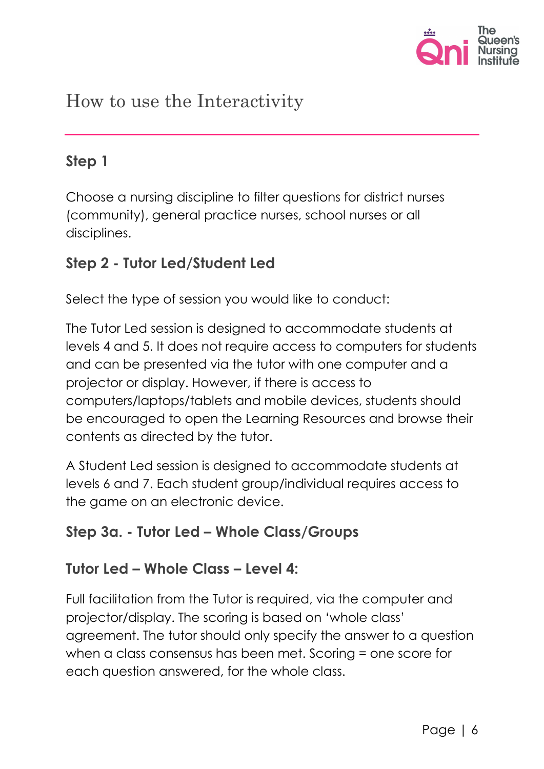# How to use the Interactivity

## Step 1

Choose a nursing discipline to filter questions for district nurses (community), general practice nurses, school nurses or all disciplines.

## Step 2 - Tutor Led/Student Led

Select the type of session you would like to conduct:

The Tutor Led session is designed to accommodate students at levels 4 and 5. It does not require access to computers for students and can be presented via the tutor with one computer and a projector or display. However, if there is access to computers/laptops/tablets and mobile devices, students should be encouraged to open the Learning Resources and browse their contents as directed by the tutor.

A Student Led session is designed to accommodate students at levels 6 and 7. Each student group/individual requires access to the game on an electronic device.

## Step 3a. - Tutor Led – Whole Class/Groups

### Tutor Led – Whole Class – Level 4:

Full facilitation from the Tutor is required, via the computer and projector/display. The scoring is based on 'whole class' agreement. The tutor should only specify the answer to a question when a class consensus has been met. Scoring = one score for each question answered, for the whole class.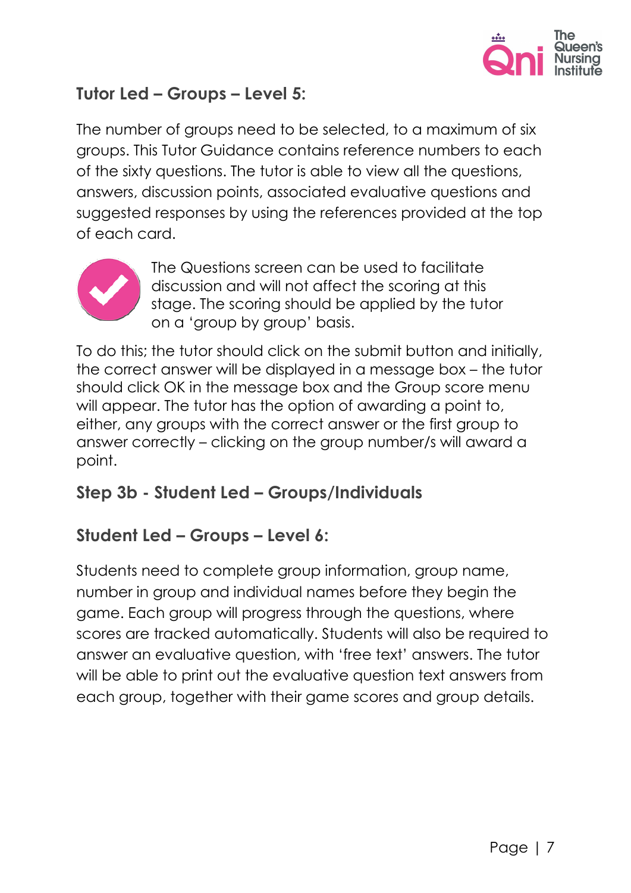### Tutor Led – Groups – Level 5:

The number of groups need to be selected, to a maximum of six groups. This Tutor Guidance contains reference numbers to each of the sixty questions. The tutor is able to view all the questions, answers, discussion points, associated evaluative questions and suggested responses by using the references provided at the top of each card.

The Questions screen can be used to facilitate discussion and will not affect the scoring at this stage. The scoring should be applied by the tutor on a 'group by group' basis.

To do this; the tutor should click on the submit button and initially, the correct answer will be displayed in a message box – the tutor should click OK in the message box and the Group score menu will appear. The tutor has the option of awarding a point to, either, any groups with the correct answer or the first group to answer correctly – clicking on the group number/s will award a point.

## Step 3b - Student Led – Groups/Individuals

### Student Led – Groups – Level 6:

Students need to complete group information, group name, number in group and individual names before they begin the game. Each group will progress through the questions, where scores are tracked automatically. Students will also be required to answer an evaluative question, with 'free text' answers. The tutor will be able to print out the evaluative question text answers from each group, together with their game scores and group details.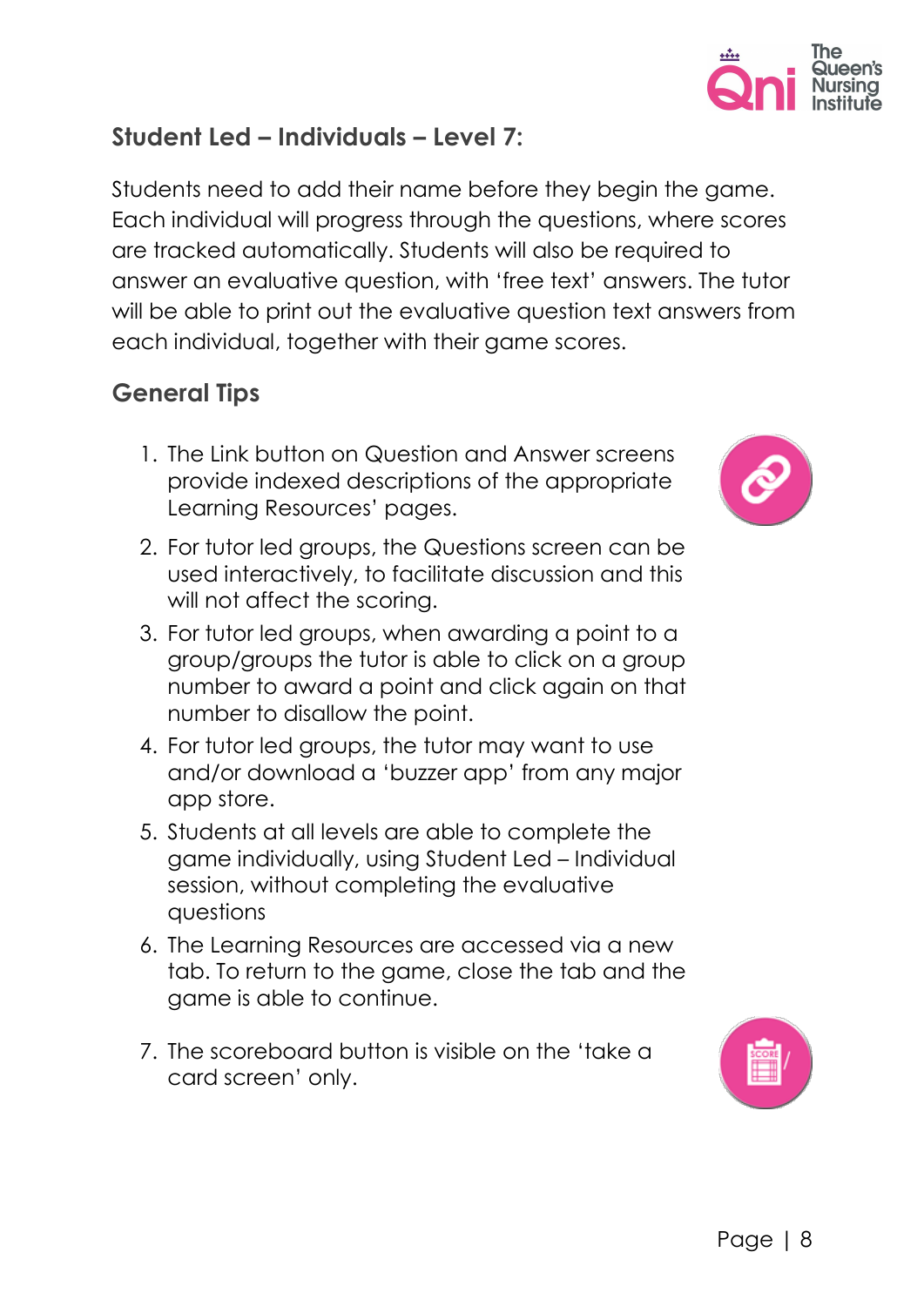## Student Led – Individuals – Level 7:

Students need to add their name before they begin the game. Each individual will progress through the questions, where scores are tracked automatically. Students will also be required to answer an evaluative question, with 'free text' answers. The tutor will be able to print out the evaluative question text answers from each individual, together with their game scores.

## General Tips

1. The Link button on Question and Answer screens provide indexed descriptions of the appropriate Learning Resources' pages.
2. For tutor led groups, the Questions screen can be used interactively, to facilitate discussion and this will not affect the scoring.
3. For tutor led groups, when awarding a point to a group/groups the tutor is able to click on a group number to award a point and click again on that number to disallow the point.
4. For tutor led groups, the tutor may want to use and/or download a 'buzzer app' from any major app store.
5. Students at all levels are able to complete the game individually, using Student Led – Individual session, without completing the evaluative questions
6. The Learning Resources are accessed via a new tab. To return to the game, close the tab and the game is able to continue.
7. The scoreboard button is visible on the 'take a card screen' only.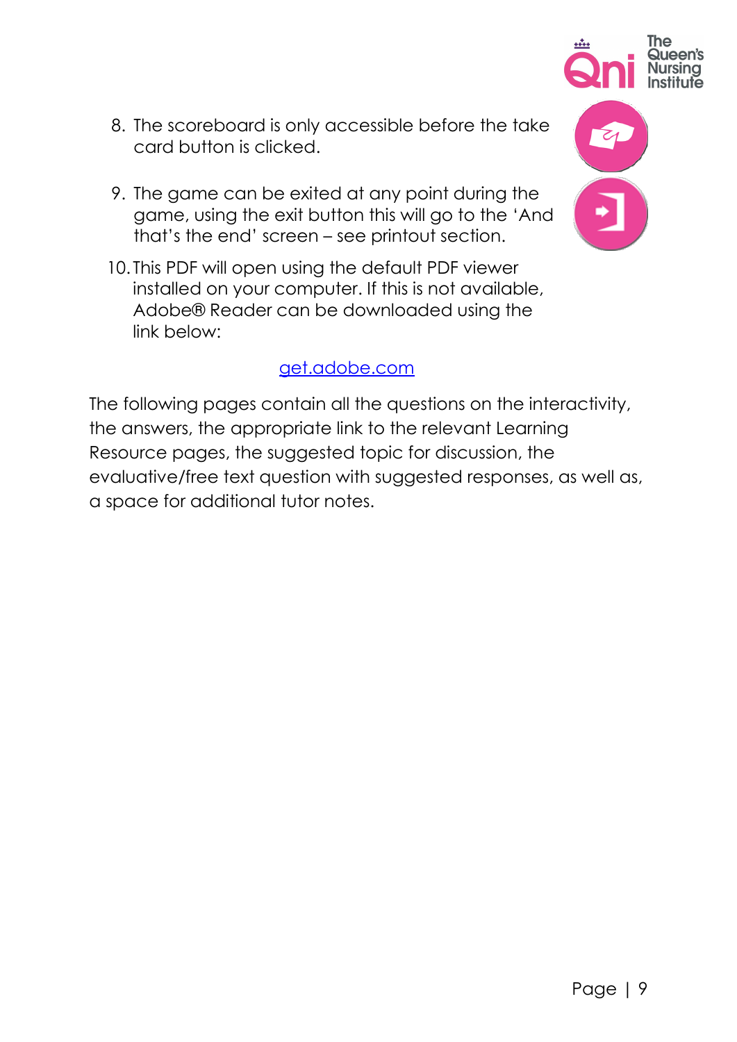8. The scoreboard is only accessible before the take card button is clicked.

9. The game can be exited at any point during the game, using the exit button this will go to the 'And that's the end' screen – see printout section.

10. This PDF will open using the default PDF viewer installed on your computer. If this is not available, Adobe® Reader can be downloaded using the link below:

[get.adobe.com](get.adobe.com)

The following pages contain all the questions on the interactivity, the answers, the appropriate link to the relevant Learning Resource pages, the suggested topic for discussion, the evaluative/free text question with suggested responses, as well as, a space for additional tutor notes.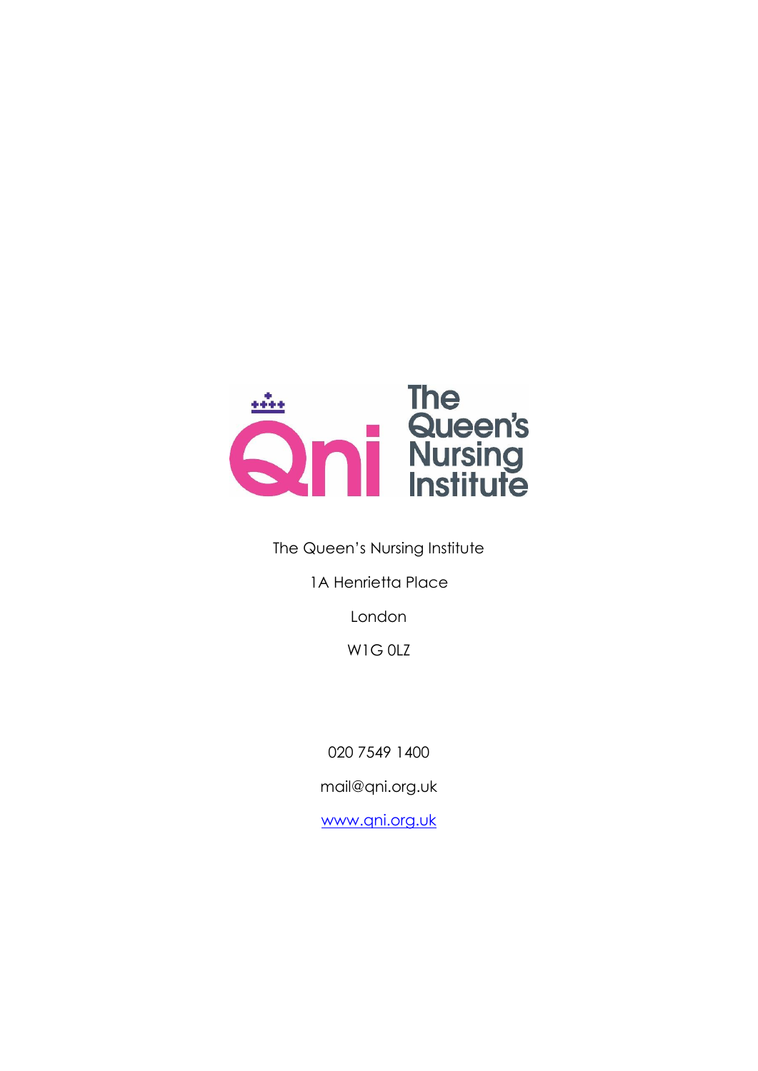The Queen's Nursing Institute

1A Henrietta Place

London

W1G 0LZ

020 7549 1400

mail@qni.org.uk

www.qni.org.uk